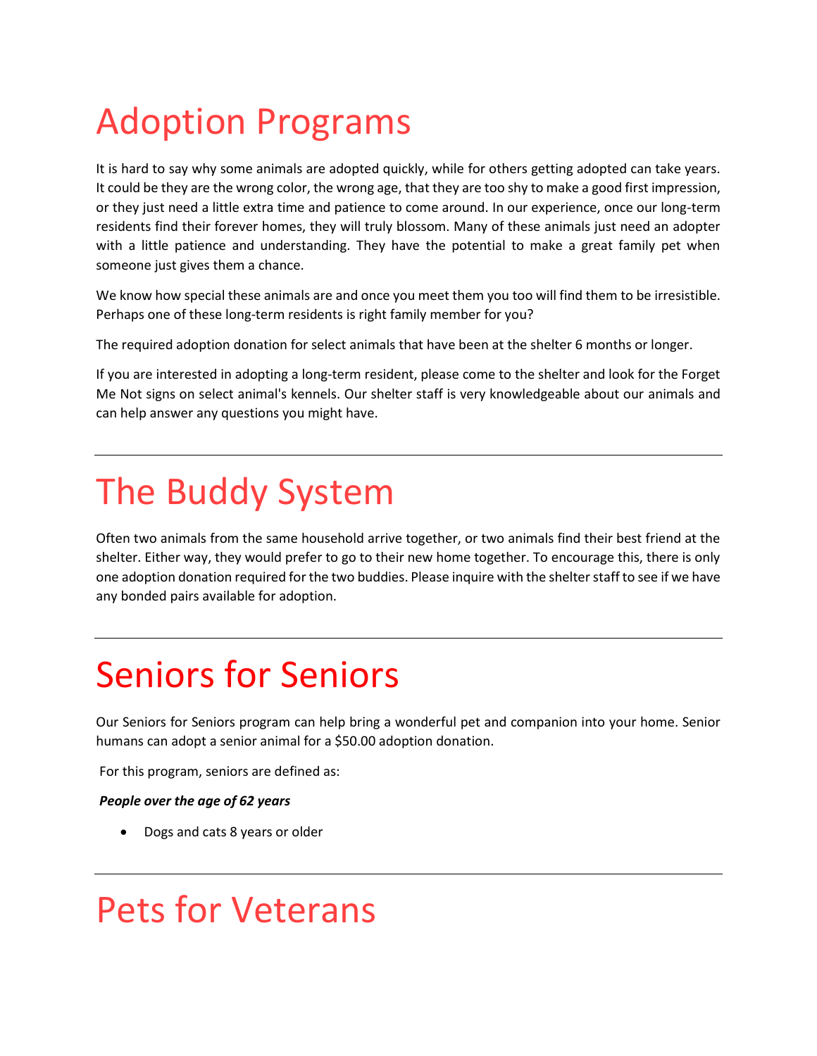# Adoption Programs

It is hard to say why some animals are adopted quickly, while for others getting adopted can take years. It could be they are the wrong color, the wrong age, that they are too shy to make a good first impression, or they just need a little extra time and patience to come around. In our experience, once our long-term residents find their forever homes, they will truly blossom. Many of these animals just need an adopter with a little patience and understanding. They have the potential to make a great family pet when someone just gives them a chance.

We know how special these animals are and once you meet them you too will find them to be irresistible. Perhaps one of these long-term residents is right family member for you?

The required adoption donation for select animals that have been at the shelter 6 months or longer.

If you are interested in adopting a long-term resident, please come to the shelter and look for the Forget Me Not signs on select animal's kennels. Our shelter staff is very knowledgeable about our animals and can help answer any questions you might have.

---

# The Buddy System

Often two animals from the same household arrive together, or two animals find their best friend at the shelter. Either way, they would prefer to go to their new home together. To encourage this, there is only one adoption donation required for the two buddies. Please inquire with the shelter staff to see if we have any bonded pairs available for adoption.

---

# Seniors for Seniors

Our Seniors for Seniors program can help bring a wonderful pet and companion into your home. Senior humans can adopt a senior animal for a $50.00 adoption donation.

For this program, seniors are defined as:

***People over the age of 62 years***

- Dogs and cats 8 years or older

---

# Pets for Veterans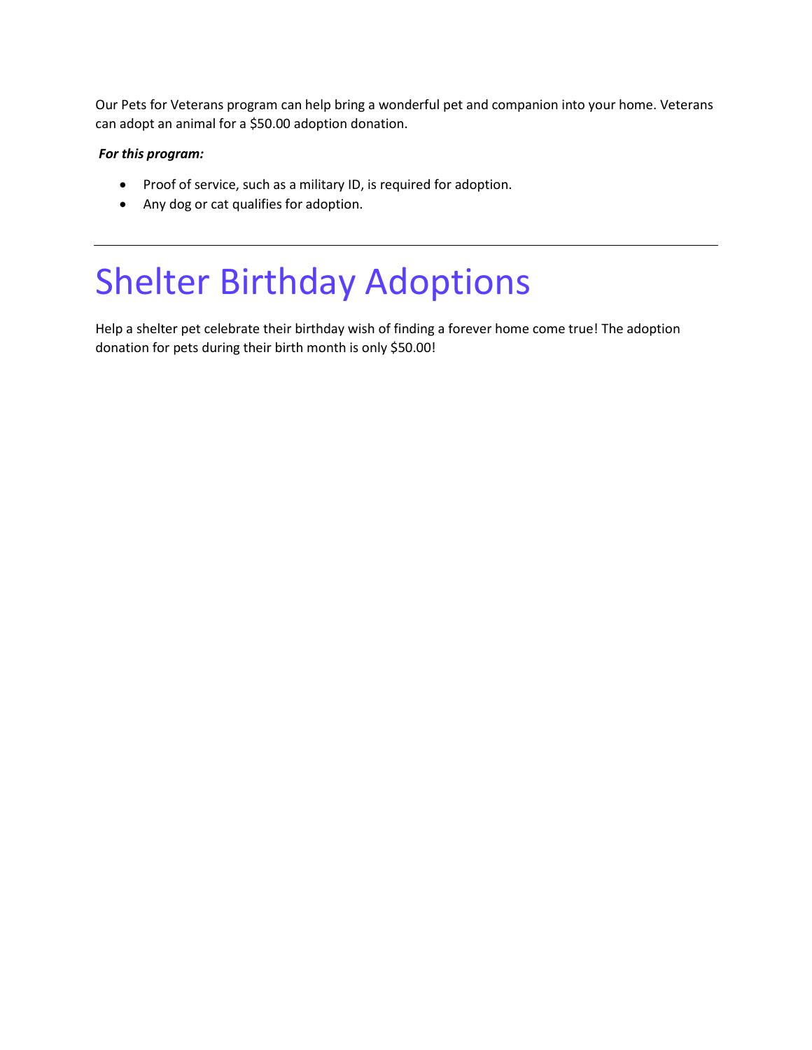Our Pets for Veterans program can help bring a wonderful pet and companion into your home. Veterans can adopt an animal for a $50.00 adoption donation.

***For this program:***

- Proof of service, such as a military ID, is required for adoption.
- Any dog or cat qualifies for adoption.

---

# Shelter Birthday Adoptions

Help a shelter pet celebrate their birthday wish of finding a forever home come true! The adoption donation for pets during their birth month is only $50.00!